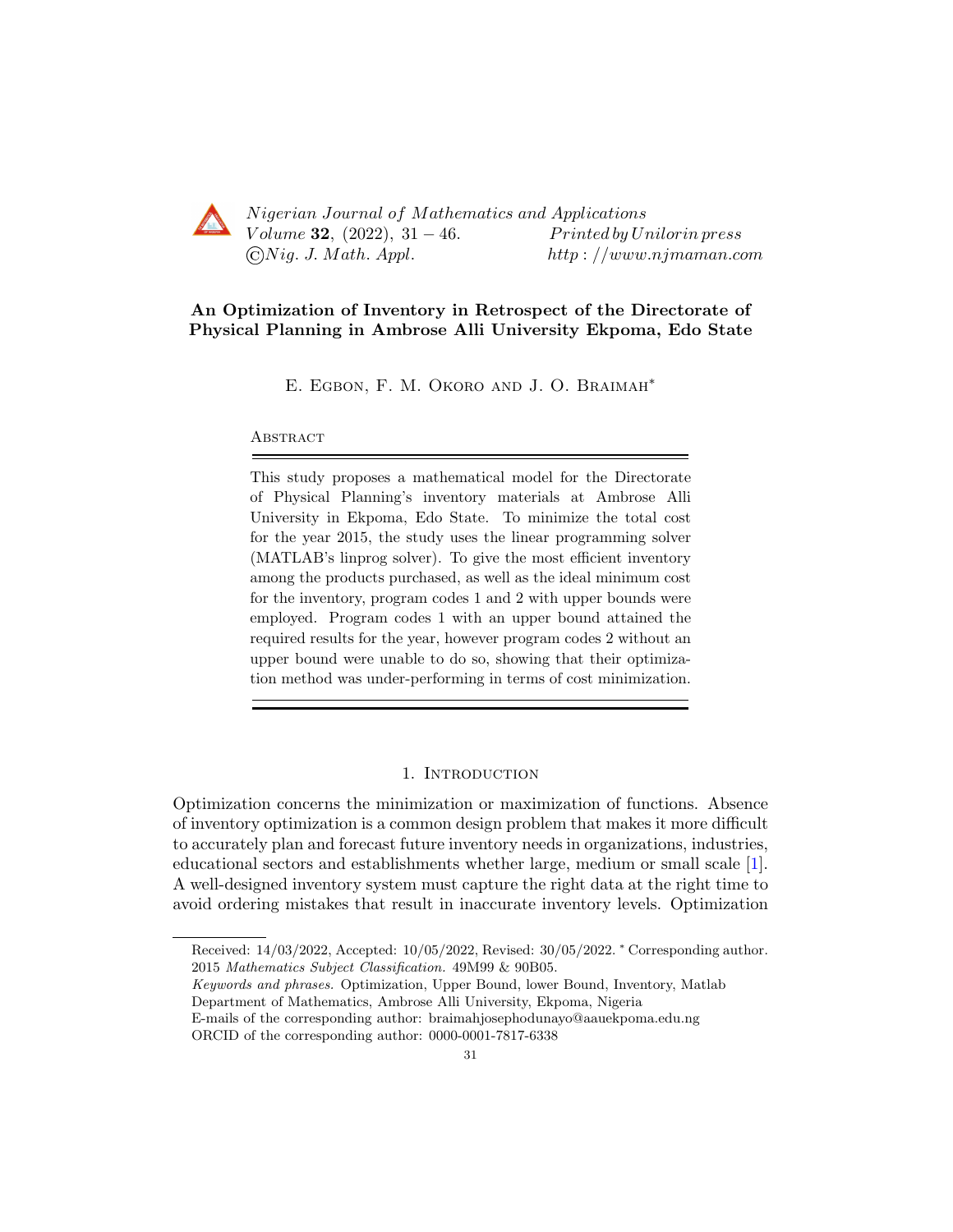# An Optimization of Inventory in Retrospect of the Directorate of Physical Planning in Ambrose Alli University Ekpoma, Edo State

E. Egbon, F. M. Okoro and J. O. Braimah*

## Abstract

This study proposes a mathematical model for the Directorate of Physical Planning's inventory materials at Ambrose Alli University in Ekpoma, Edo State. To minimize the total cost for the year 2015, the study uses the linear programming solver (MATLAB's linprog solver). To give the most efficient inventory among the products purchased, as well as the ideal minimum cost for the inventory, program codes 1 and 2 with upper bounds were employed. Program codes 1 with an upper bound attained the required results for the year, however program codes 2 without an upper bound were unable to do so, showing that their optimization method was under-performing in terms of cost minimization.

## 1. Introduction

Optimization concerns the minimization or maximization of functions. Absence of inventory optimization is a common design problem that makes it more difficult to accurately plan and forecast future inventory needs in organizations, industries, educational sectors and establishments whether large, medium or small scale [1]. A well-designed inventory system must capture the right data at the right time to avoid ordering mistakes that result in inaccurate inventory levels. Optimization

---

Received: 14/03/2022, Accepted: 10/05/2022, Revised: 30/05/2022. * Corresponding author.
2015 *Mathematics Subject Classification.* 49M99 & 90B05.
*Keywords and phrases.* Optimization, Upper Bound, lower Bound, Inventory, Matlab
Department of Mathematics, Ambrose Alli University, Ekpoma, Nigeria
E-mails of the corresponding author: braimahjosephodunayo@aauekpoma.edu.ng
ORCID of the corresponding author: 0000-0001-7817-6338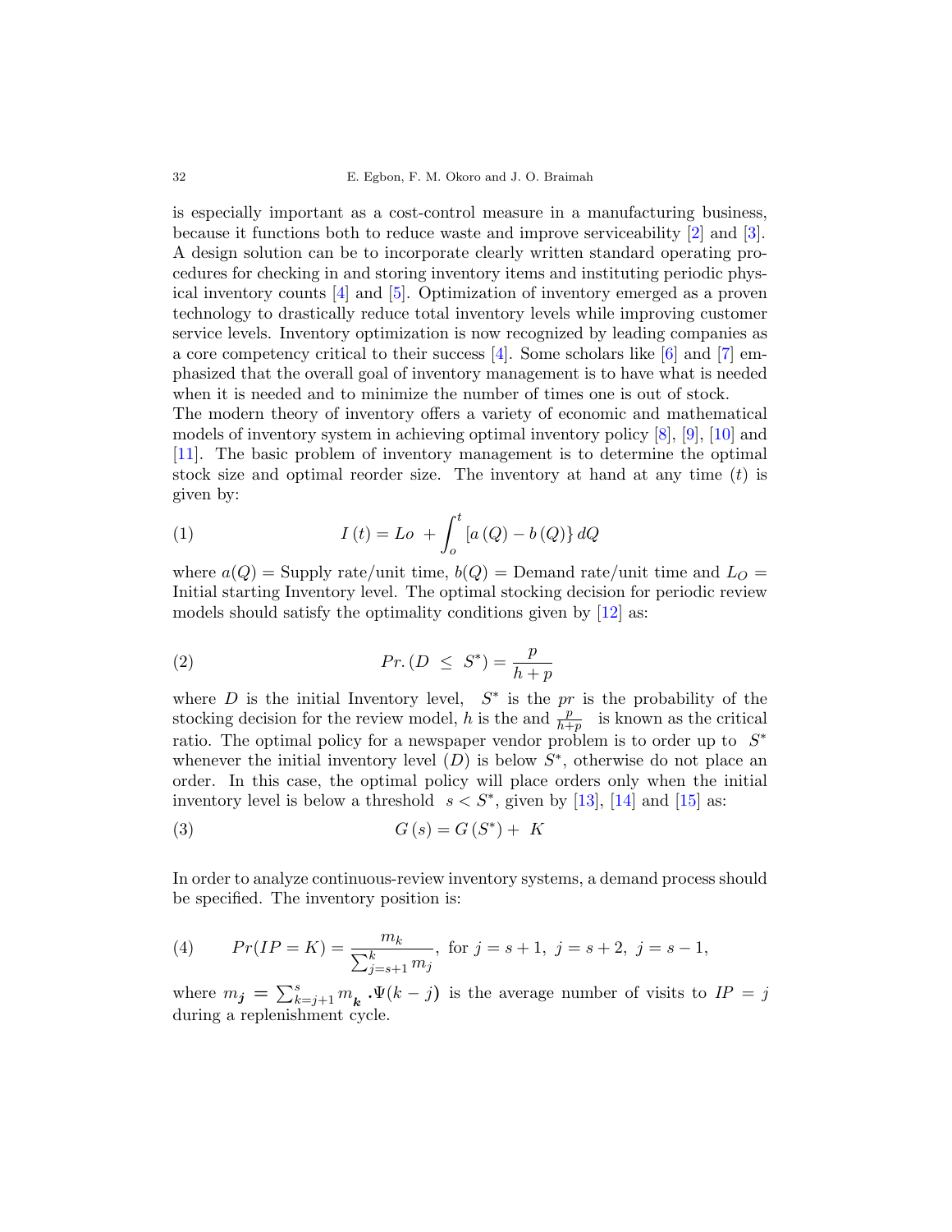is especially important as a cost-control measure in a manufacturing business, because it functions both to reduce waste and improve serviceability [2] and [3]. A design solution can be to incorporate clearly written standard operating procedures for checking in and storing inventory items and instituting periodic physical inventory counts [4] and [5]. Optimization of inventory emerged as a proven technology to drastically reduce total inventory levels while improving customer service levels. Inventory optimization is now recognized by leading companies as a core competency critical to their success [4]. Some scholars like [6] and [7] emphasized that the overall goal of inventory management is to have what is needed when it is needed and to minimize the number of times one is out of stock.

The modern theory of inventory offers a variety of economic and mathematical models of inventory system in achieving optimal inventory policy [8], [9], [10] and [11]. The basic problem of inventory management is to determine the optimal stock size and optimal reorder size. The inventory at hand at any time $(t)$ is given by:

$$I\left(t\right) = Lo \ + \int_{o}^{t} \left[a\left(Q\right) - b\left(Q\right)\right\} dQ \tag{1}$$

where $a(Q)$ = Supply rate/unit time, $b(Q)$ = Demand rate/unit time and $L_O$ = Initial starting Inventory level. The optimal stocking decision for periodic review models should satisfy the optimality conditions given by [12] as:

$$Pr.\left(D \ \leq \ S^{*}\right) = \frac{p}{h+p} \tag{2}$$

where $D$ is the initial Inventory level, $S^{*}$ is the $pr$ is the probability of the stocking decision for the review model, $h$ is the and $\frac{p}{h+p}$ is known as the critical ratio. The optimal policy for a newspaper vendor problem is to order up to $S^{*}$ whenever the initial inventory level $(D)$ is below $S^{*}$, otherwise do not place an order. In this case, the optimal policy will place orders only when the initial inventory level is below a threshold $s < S^{*}$, given by [13], [14] and [15] as:

$$G\left(s\right) = G\left(S^{*}\right) + \ K \tag{3}$$

In order to analyze continuous-review inventory systems, a demand process should be specified. The inventory position is:

$$Pr(IP = K) = \frac{m_k}{\sum_{j=s+1}^{k} m_j}, \text{ for } j = s+1, \ j = s+2, \ j = s-1, \tag{4}$$

where $m_{\boldsymbol{j}} = \sum_{k=j+1}^{s} m_{\boldsymbol{k}} \boldsymbol{.}\Psi(k-j)$ is the average number of visits to $IP = j$ during a replenishment cycle.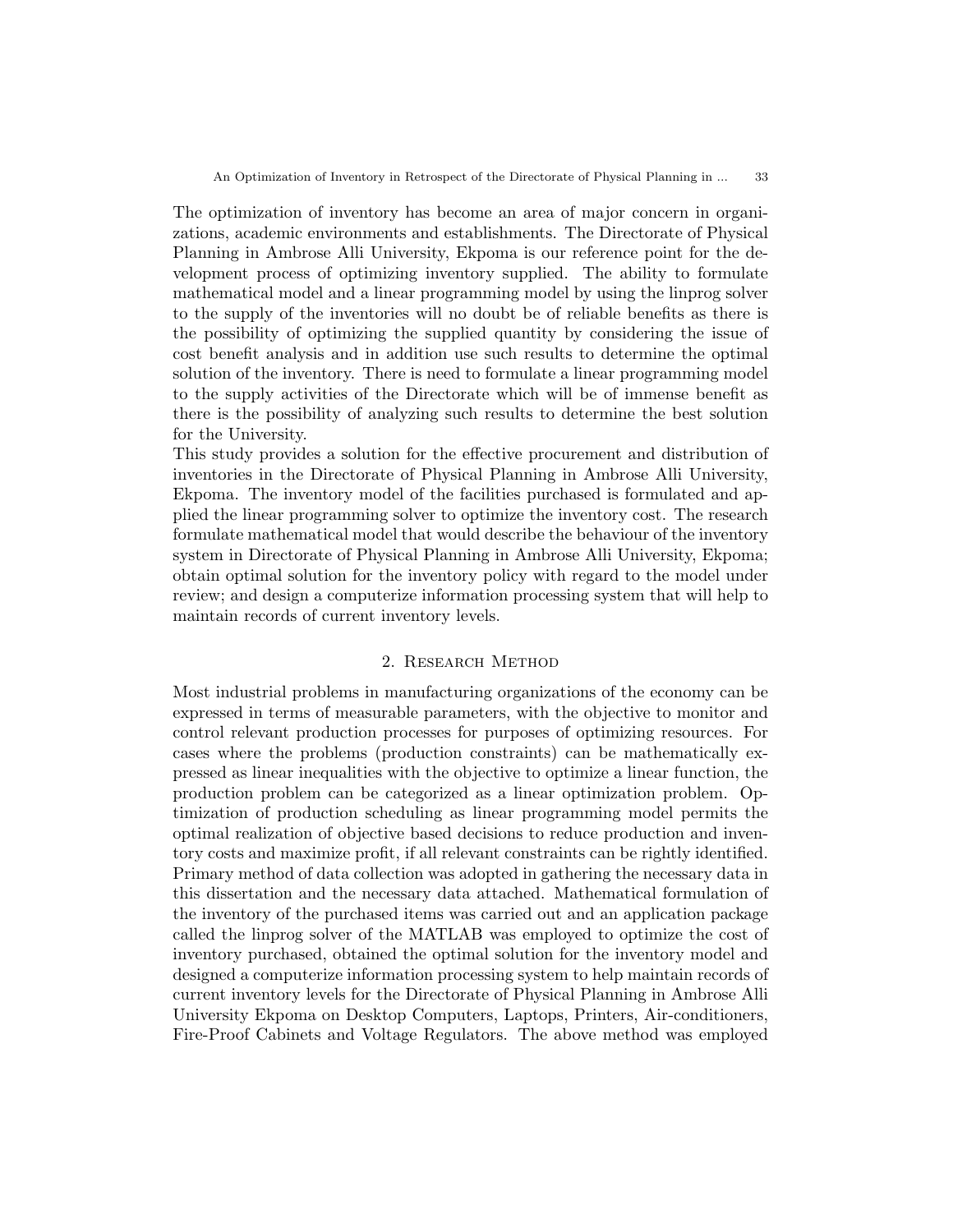The optimization of inventory has become an area of major concern in organizations, academic environments and establishments. The Directorate of Physical Planning in Ambrose Alli University, Ekpoma is our reference point for the development process of optimizing inventory supplied. The ability to formulate mathematical model and a linear programming model by using the linprog solver to the supply of the inventories will no doubt be of reliable benefits as there is the possibility of optimizing the supplied quantity by considering the issue of cost benefit analysis and in addition use such results to determine the optimal solution of the inventory. There is need to formulate a linear programming model to the supply activities of the Directorate which will be of immense benefit as there is the possibility of analyzing such results to determine the best solution for the University.

This study provides a solution for the effective procurement and distribution of inventories in the Directorate of Physical Planning in Ambrose Alli University, Ekpoma. The inventory model of the facilities purchased is formulated and applied the linear programming solver to optimize the inventory cost. The research formulate mathematical model that would describe the behaviour of the inventory system in Directorate of Physical Planning in Ambrose Alli University, Ekpoma; obtain optimal solution for the inventory policy with regard to the model under review; and design a computerize information processing system that will help to maintain records of current inventory levels.

## 2. Research Method

Most industrial problems in manufacturing organizations of the economy can be expressed in terms of measurable parameters, with the objective to monitor and control relevant production processes for purposes of optimizing resources. For cases where the problems (production constraints) can be mathematically expressed as linear inequalities with the objective to optimize a linear function, the production problem can be categorized as a linear optimization problem. Optimization of production scheduling as linear programming model permits the optimal realization of objective based decisions to reduce production and inventory costs and maximize profit, if all relevant constraints can be rightly identified. Primary method of data collection was adopted in gathering the necessary data in this dissertation and the necessary data attached. Mathematical formulation of the inventory of the purchased items was carried out and an application package called the linprog solver of the MATLAB was employed to optimize the cost of inventory purchased, obtained the optimal solution for the inventory model and designed a computerize information processing system to help maintain records of current inventory levels for the Directorate of Physical Planning in Ambrose Alli University Ekpoma on Desktop Computers, Laptops, Printers, Air-conditioners, Fire-Proof Cabinets and Voltage Regulators. The above method was employed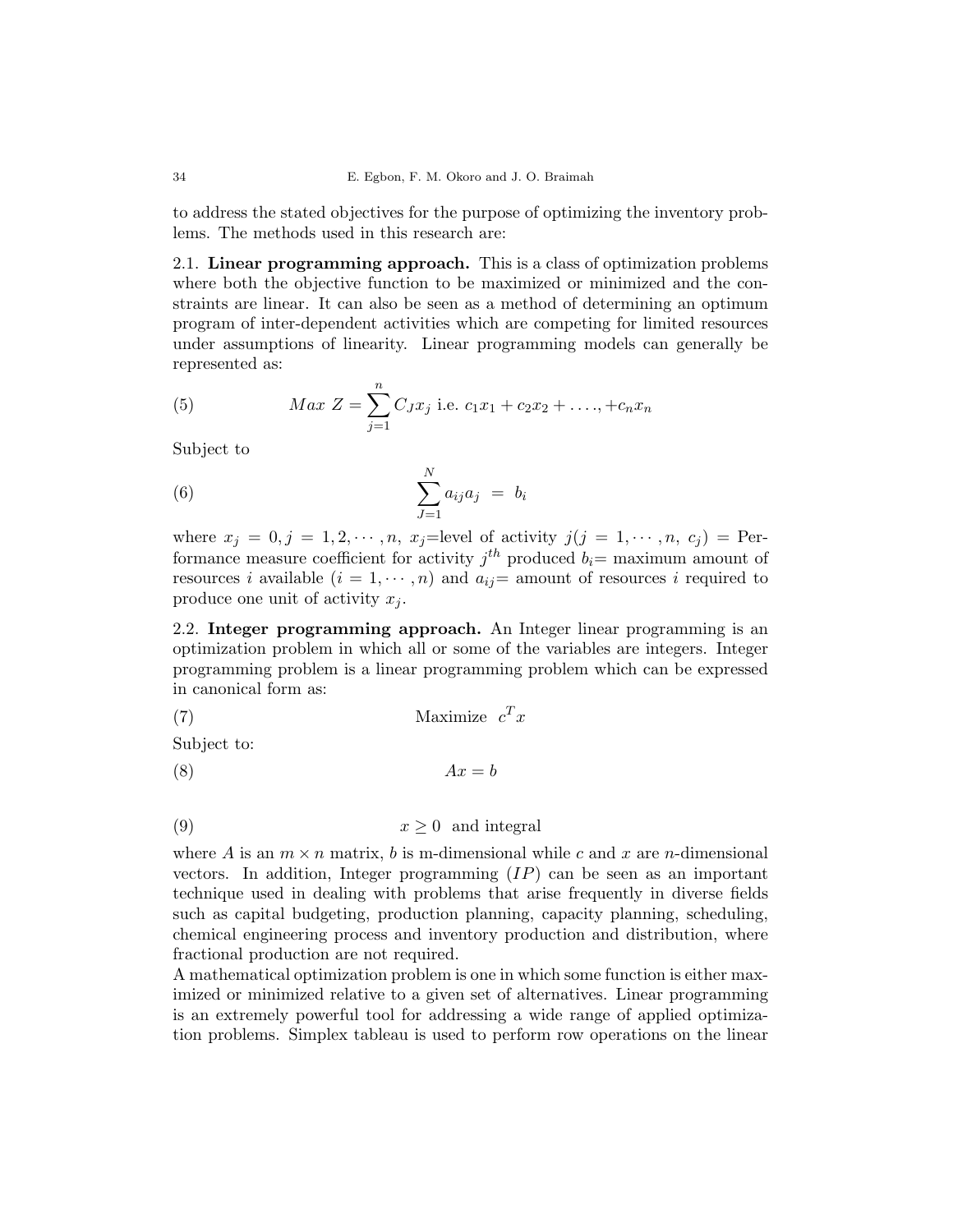to address the stated objectives for the purpose of optimizing the inventory problems. The methods used in this research are:

2.1. **Linear programming approach.** This is a class of optimization problems where both the objective function to be maximized or minimized and the constraints are linear. It can also be seen as a method of determining an optimum program of inter-dependent activities which are competing for limited resources under assumptions of linearity. Linear programming models can generally be represented as:

$$Max\ Z = \sum_{j=1}^{n} C_J x_j \text{ i.e. } c_1x_1 + c_2x_2 + \ldots, + c_nx_n \tag{5}$$

Subject to

$$\sum_{J=1}^{N} a_{ij}a_j \ = \ b_i \tag{6}$$

where $x_j = 0, j = 1, 2, \cdots, n$, $x_j$=level of activity $j(j = 1, \cdots, n,\ c_j)$ = Performance measure coefficient for activity $j^{th}$ produced $b_i$= maximum amount of resources $i$ available $(i = 1, \cdots, n)$ and $a_{ij}$= amount of resources $i$ required to produce one unit of activity $x_j$.

2.2. **Integer programming approach.** An Integer linear programming is an optimization problem in which all or some of the variables are integers. Integer programming problem is a linear programming problem which can be expressed in canonical form as:

$$\text{Maximize } \ c^T x \tag{7}$$

Subject to:

$$Ax = b \tag{8}$$

$$x \geq 0 \ \text{ and integral} \tag{9}$$

where $A$ is an $m \times n$ matrix, $b$ is m-dimensional while $c$ and $x$ are $n$-dimensional vectors. In addition, Integer programming $(IP)$ can be seen as an important technique used in dealing with problems that arise frequently in diverse fields such as capital budgeting, production planning, capacity planning, scheduling, chemical engineering process and inventory production and distribution, where fractional production are not required.

A mathematical optimization problem is one in which some function is either maximized or minimized relative to a given set of alternatives. Linear programming is an extremely powerful tool for addressing a wide range of applied optimization problems. Simplex tableau is used to perform row operations on the linear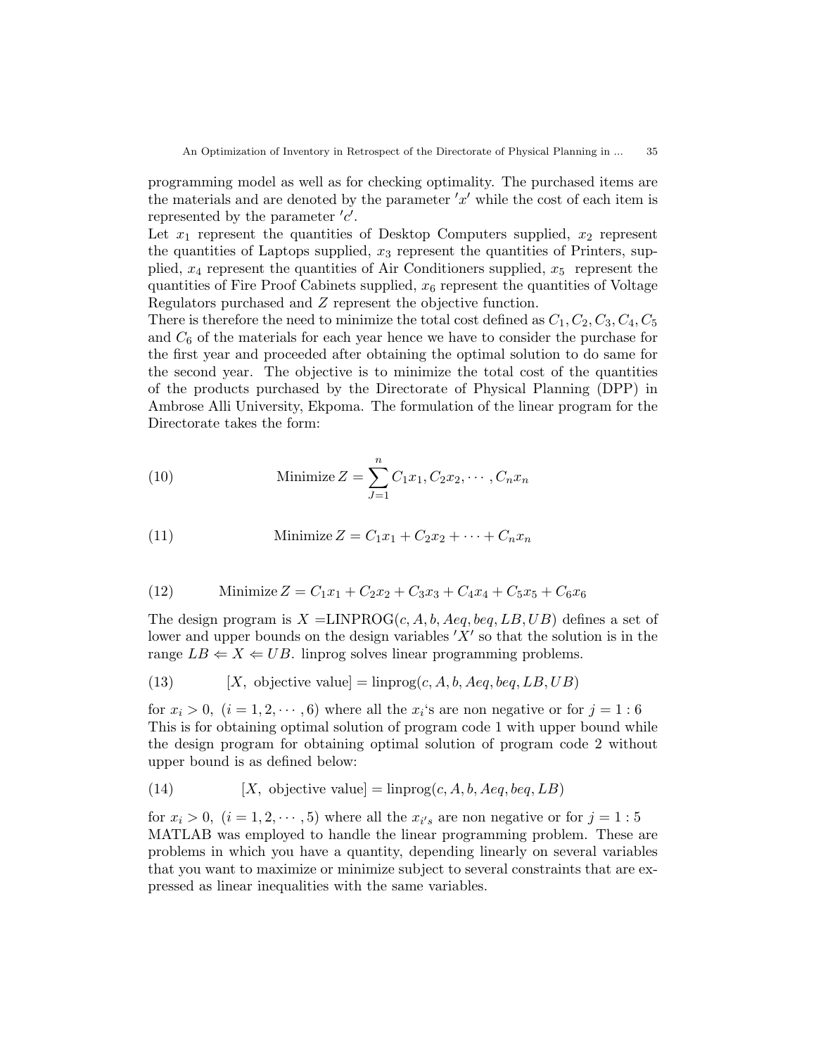programming model as well as for checking optimality. The purchased items are the materials and are denoted by the parameter $'x'$ while the cost of each item is represented by the parameter $'c'$.

Let $x_1$ represent the quantities of Desktop Computers supplied, $x_2$ represent the quantities of Laptops supplied, $x_3$ represent the quantities of Printers, supplied, $x_4$ represent the quantities of Air Conditioners supplied, $x_5$ represent the quantities of Fire Proof Cabinets supplied, $x_6$ represent the quantities of Voltage Regulators purchased and $Z$ represent the objective function.

There is therefore the need to minimize the total cost defined as $C_1, C_2, C_3, C_4, C_5$ and $C_6$ of the materials for each year hence we have to consider the purchase for the first year and proceeded after obtaining the optimal solution to do same for the second year. The objective is to minimize the total cost of the quantities of the products purchased by the Directorate of Physical Planning (DPP) in Ambrose Alli University, Ekpoma. The formulation of the linear program for the Directorate takes the form:

$$\text{Minimize } Z = \sum_{J=1}^{n} C_1x_1, C_2x_2, \cdots, C_nx_n \tag{10}$$

$$\text{Minimize } Z = C_1x_1 + C_2x_2 + \cdots + C_nx_n \tag{11}$$

$$\text{Minimize } Z = C_1x_1 + C_2x_2 + C_3x_3 + C_4x_4 + C_5x_5 + C_6x_6 \tag{12}$$

The design program is $X = \text{LINPROG}(c, A, b, Aeq, beq, LB, UB)$ defines a set of lower and upper bounds on the design variables $'X'$ so that the solution is in the range $LB \Leftarrow X \Leftarrow UB$. linprog solves linear programming problems.

$$[X, \text{ objective value}] = \text{linprog}(c, A, b, Aeq, beq, LB, UB) \tag{13}$$

for $x_i > 0$, $(i = 1, 2, \cdots, 6)$ where all the $x_i$'s are non negative or for $j = 1 : 6$

This is for obtaining optimal solution of program code 1 with upper bound while the design program for obtaining optimal solution of program code 2 without upper bound is as defined below:

$$[X, \text{ objective value}] = \text{linprog}(c, A, b, Aeq, beq, LB) \tag{14}$$

for $x_i > 0$, $(i = 1, 2, \cdots, 5)$ where all the $x_{i's}$ are non negative or for $j = 1 : 5$

MATLAB was employed to handle the linear programming problem. These are problems in which you have a quantity, depending linearly on several variables that you want to maximize or minimize subject to several constraints that are expressed as linear inequalities with the same variables.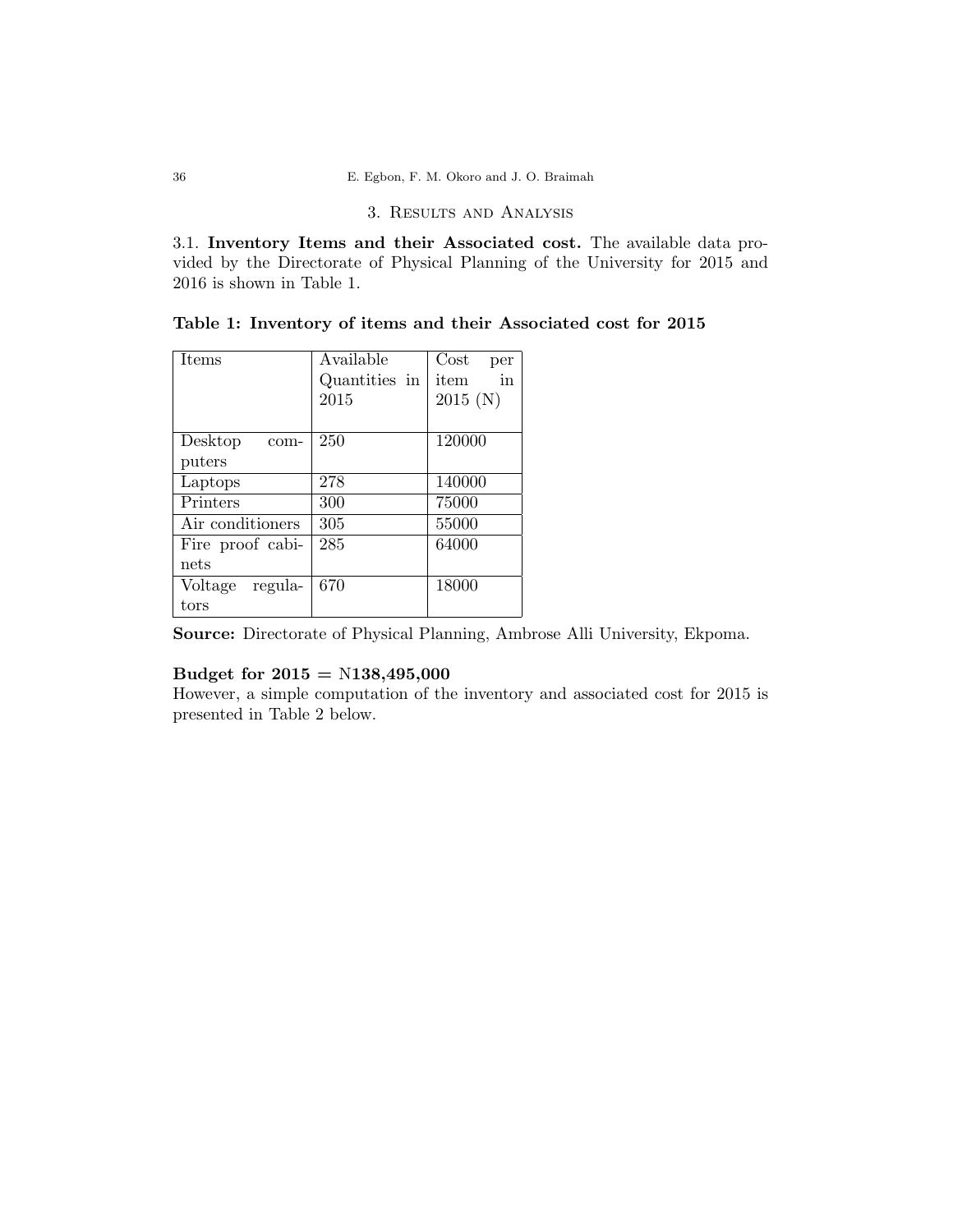## 3. Results and Analysis

3.1. **Inventory Items and their Associated cost.** The available data provided by the Directorate of Physical Planning of the University for 2015 and 2016 is shown in Table 1.

**Table 1: Inventory of items and their Associated cost for 2015**

| Items | Available Quantities in 2015 | Cost per item in 2015 (N) |
|---|---|---|
| Desktop computers | 250 | 120000 |
| Laptops | 278 | 140000 |
| Printers | 300 | 75000 |
| Air conditioners | 305 | 55000 |
| Fire proof cabinets | 285 | 64000 |
| Voltage regulators | 670 | 18000 |

**Source:** Directorate of Physical Planning, Ambrose Alli University, Ekpoma.

**Budget for 2015 = N138,495,000**

However, a simple computation of the inventory and associated cost for 2015 is presented in Table 2 below.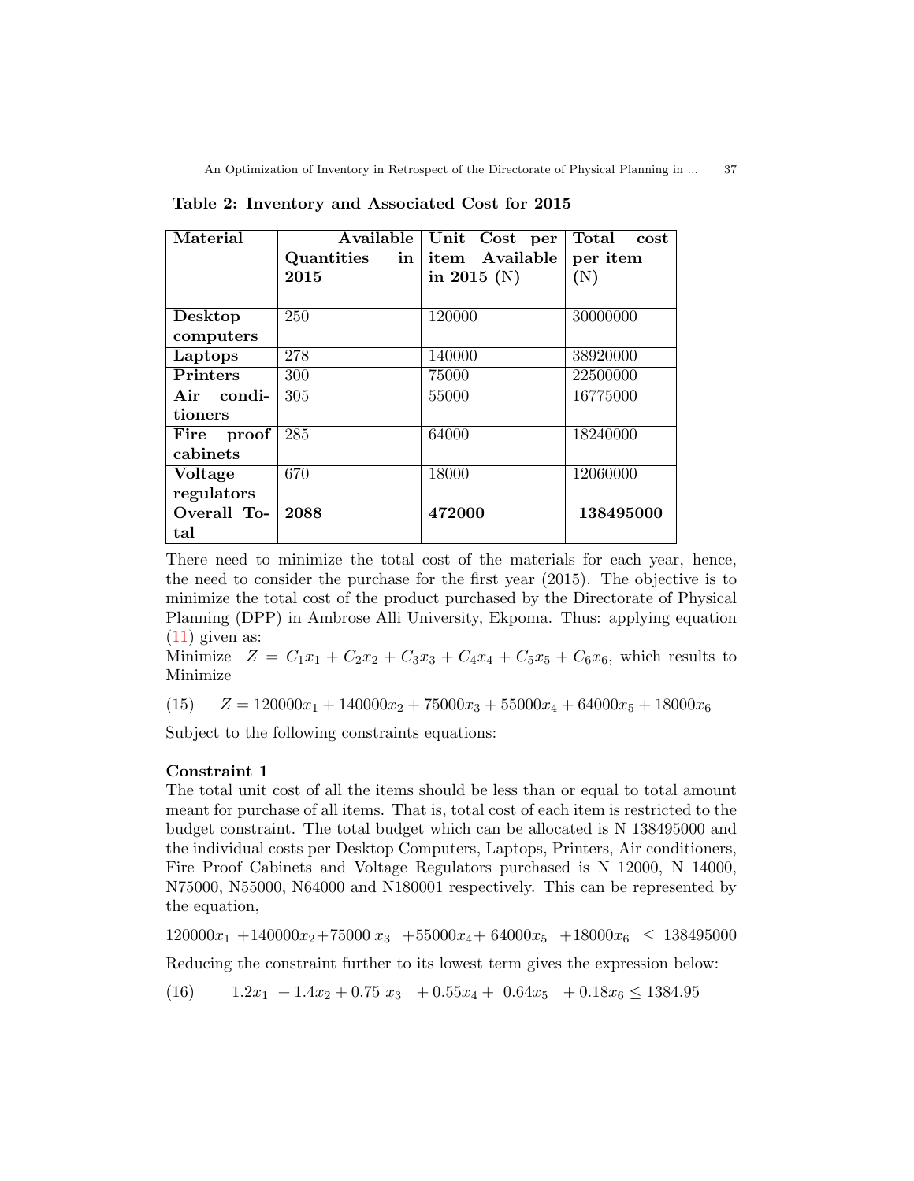**Table 2: Inventory and Associated Cost for 2015**

| Material | Available Quantities in 2015 | Unit Cost per item Available in 2015 (N) | Total cost per item (N) |
|---|---|---|---|
| **Desktop computers** | 250 | 120000 | 30000000 |
| **Laptops** | 278 | 140000 | 38920000 |
| **Printers** | 300 | 75000 | 22500000 |
| **Air conditioners** | 305 | 55000 | 16775000 |
| **Fire proof cabinets** | 285 | 64000 | 18240000 |
| **Voltage regulators** | 670 | 18000 | 12060000 |
| **Overall Total** | **2088** | **472000** | **138495000** |

There need to minimize the total cost of the materials for each year, hence, the need to consider the purchase for the first year (2015). The objective is to minimize the total cost of the product purchased by the Directorate of Physical Planning (DPP) in Ambrose Alli University, Ekpoma. Thus: applying equation (11) given as:

Minimize $Z = C_1x_1 + C_2x_2 + C_3x_3 + C_4x_4 + C_5x_5 + C_6x_6$, which results to Minimize

$$Z = 120000x_1 + 140000x_2 + 75000x_3 + 55000x_4 + 64000x_5 + 18000x_6 \tag{15}$$

Subject to the following constraints equations:

**Constraint 1**

The total unit cost of all the items should be less than or equal to total amount meant for purchase of all items. That is, total cost of each item is restricted to the budget constraint. The total budget which can be allocated is N 138495000 and the individual costs per Desktop Computers, Laptops, Printers, Air conditioners, Fire Proof Cabinets and Voltage Regulators purchased is N 12000, N 14000, N75000, N55000, N64000 and N180001 respectively. This can be represented by the equation,

$$120000x_1 + 140000x_2 + 75000\,x_3 + 55000x_4 + 64000x_5 + 18000x_6 \leq 138495000$$

Reducing the constraint further to its lowest term gives the expression below:

$$1.2x_1 + 1.4x_2 + 0.75\,x_3 + 0.55x_4 + 0.64x_5 + 0.18x_6 \leq 1384.95 \tag{16}$$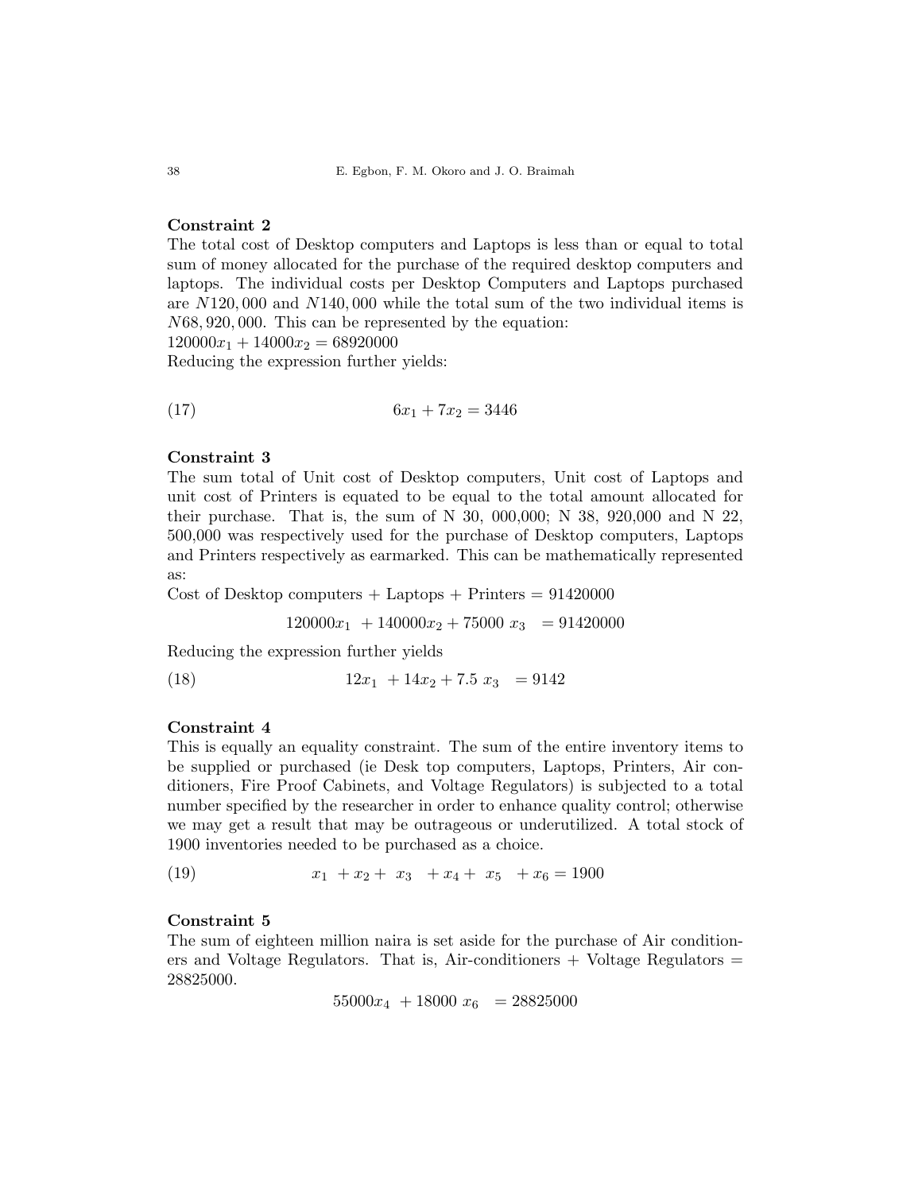**Constraint 2**

The total cost of Desktop computers and Laptops is less than or equal to total sum of money allocated for the purchase of the required desktop computers and laptops. The individual costs per Desktop Computers and Laptops purchased are $N120,000$ and $N140,000$ while the total sum of the two individual items is $N68,920,000$. This can be represented by the equation:

$120000x_1 + 14000x_2 = 68920000$

Reducing the expression further yields:

$$6x_1 + 7x_2 = 3446 \tag{17}$$

**Constraint 3**

The sum total of Unit cost of Desktop computers, Unit cost of Laptops and unit cost of Printers is equated to be equal to the total amount allocated for their purchase. That is, the sum of N 30, 000,000; N 38, 920,000 and N 22, 500,000 was respectively used for the purchase of Desktop computers, Laptops and Printers respectively as earmarked. This can be mathematically represented as:

Cost of Desktop computers + Laptops + Printers = 91420000

$$120000x_1 + 140000x_2 + 75000\ x_3 = 91420000$$

Reducing the expression further yields

$$12x_1 + 14x_2 + 7.5\ x_3 = 9142 \tag{18}$$

**Constraint 4**

This is equally an equality constraint. The sum of the entire inventory items to be supplied or purchased (ie Desk top computers, Laptops, Printers, Air conditioners, Fire Proof Cabinets, and Voltage Regulators) is subjected to a total number specified by the researcher in order to enhance quality control; otherwise we may get a result that may be outrageous or underutilized. A total stock of 1900 inventories needed to be purchased as a choice.

$$x_1 + x_2 + x_3 + x_4 + x_5 + x_6 = 1900 \tag{19}$$

**Constraint 5**

The sum of eighteen million naira is set aside for the purchase of Air conditioners and Voltage Regulators. That is, Air-conditioners + Voltage Regulators = 28825000.

$$55000x_4 + 18000\ x_6 = 28825000$$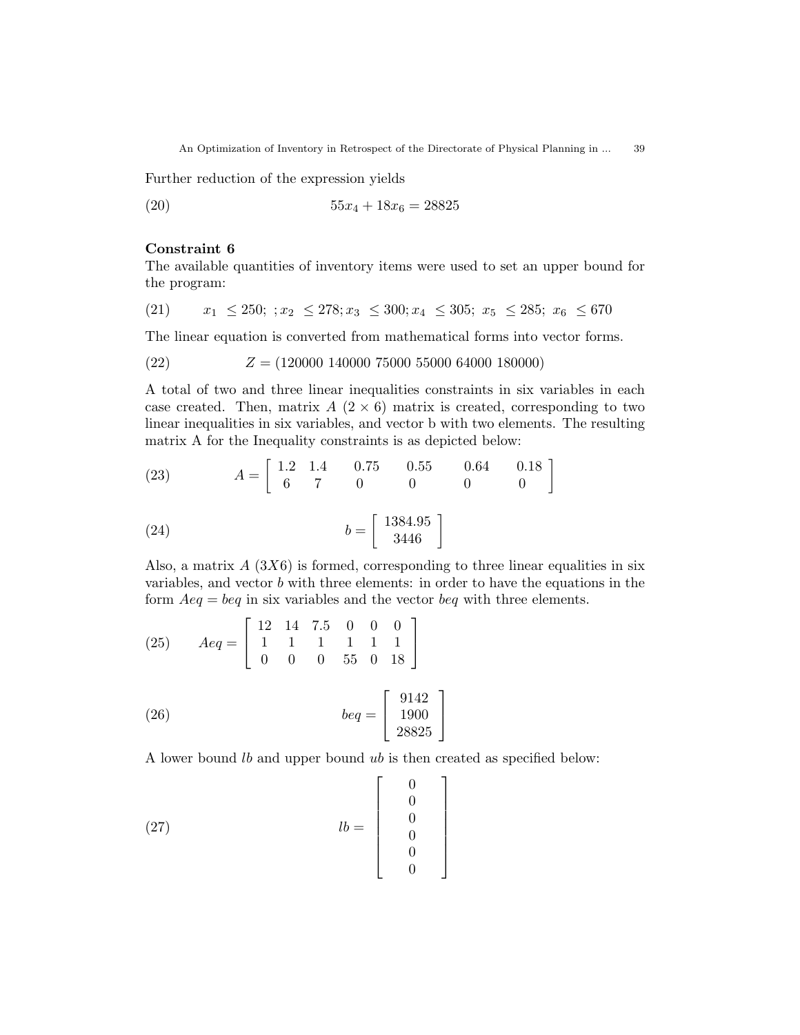Further reduction of the expression yields

$$55x_4 + 18x_6 = 28825 \tag{20}$$

**Constraint 6**

The available quantities of inventory items were used to set an upper bound for the program:

$$x_1 \leq 250;\ ; x_2 \leq 278; x_3 \leq 300; x_4 \leq 305;\ x_5 \leq 285;\ x_6 \leq 670 \tag{21}$$

The linear equation is converted from mathematical forms into vector forms.

$$Z = (120000\ 140000\ 75000\ 55000\ 64000\ 180000) \tag{22}$$

A total of two and three linear inequalities constraints in six variables in each case created. Then, matrix $A$ $(2 \times 6)$ matrix is created, corresponding to two linear inequalities in six variables, and vector b with two elements. The resulting matrix A for the Inequality constraints is as depicted below:

$$A = \begin{bmatrix} 1.2 & 1.4 & 0.75 & 0.55 & 0.64 & 0.18 \\ 6 & 7 & 0 & 0 & 0 & 0 \end{bmatrix} \tag{23}$$

$$b = \begin{bmatrix} 1384.95 \\ 3446 \end{bmatrix} \tag{24}$$

Also, a matrix $A$ $(3X6)$ is formed, corresponding to three linear equalities in six variables, and vector $b$ with three elements: in order to have the equations in the form $Aeq = beq$ in six variables and the vector $beq$ with three elements.

$$Aeq = \begin{bmatrix} 12 & 14 & 7.5 & 0 & 0 & 0 \\ 1 & 1 & 1 & 1 & 1 & 1 \\ 0 & 0 & 0 & 55 & 0 & 18 \end{bmatrix} \tag{25}$$

$$beq = \begin{bmatrix} 9142 \\ 1900 \\ 28825 \end{bmatrix} \tag{26}$$

A lower bound $lb$ and upper bound $ub$ is then created as specified below:

$$lb = \begin{bmatrix} 0 \\ 0 \\ 0 \\ 0 \\ 0 \\ 0 \end{bmatrix} \tag{27}$$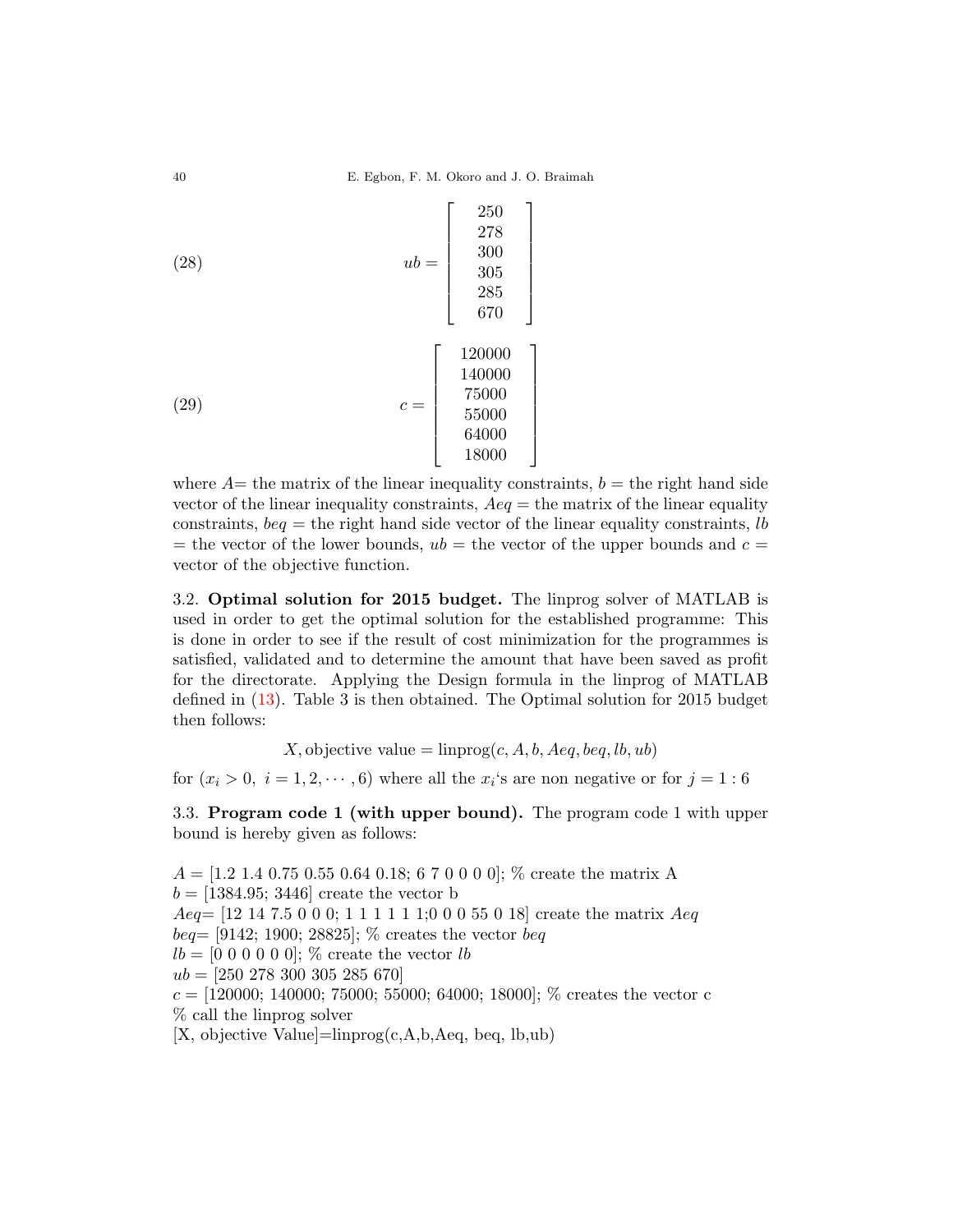$$ub = \begin{bmatrix} 250 \\ 278 \\ 300 \\ 305 \\ 285 \\ 670 \end{bmatrix} \tag{28}$$

$$c = \begin{bmatrix} 120000 \\ 140000 \\ 75000 \\ 55000 \\ 64000 \\ 18000 \end{bmatrix} \tag{29}$$

where $A$= the matrix of the linear inequality constraints, $b$ = the right hand side vector of the linear inequality constraints, $Aeq$ = the matrix of the linear equality constraints, $beq$ = the right hand side vector of the linear equality constraints, $lb$ = the vector of the lower bounds, $ub$ = the vector of the upper bounds and $c$ = vector of the objective function.

3.2. **Optimal solution for 2015 budget.** The linprog solver of MATLAB is used in order to get the optimal solution for the established programme: This is done in order to see if the result of cost minimization for the programmes is satisfied, validated and to determine the amount that have been saved as profit for the directorate. Applying the Design formula in the linprog of MATLAB defined in (13). Table 3 is then obtained. The Optimal solution for 2015 budget then follows:

$$X, \text{objective value} = \text{linprog}(c, A, b, Aeq, beq, lb, ub)$$

for ($x_i > 0$, $i = 1, 2, \cdots, 6$) where all the $x_i$'s are non negative or for $j = 1 : 6$

3.3. **Program code 1 (with upper bound).** The program code 1 with upper bound is hereby given as follows:

```
A = [1.2 1.4 0.75 0.55 0.64 0.18; 6 7 0 0 0 0]; % create the matrix A
b = [1384.95; 3446] create the vector b
Aeq= [12 14 7.5 0 0 0; 1 1 1 1 1 1;0 0 0 55 0 18] create the matrix Aeq
beq= [9142; 1900; 28825]; % creates the vector beq
lb = [0 0 0 0 0 0]; % create the vector lb
ub = [250 278 300 305 285 670]
c = [120000; 140000; 75000; 55000; 64000; 18000]; % creates the vector c
% call the linprog solver
[X, objective Value]=linprog(c,A,b,Aeq, beq, lb,ub)
```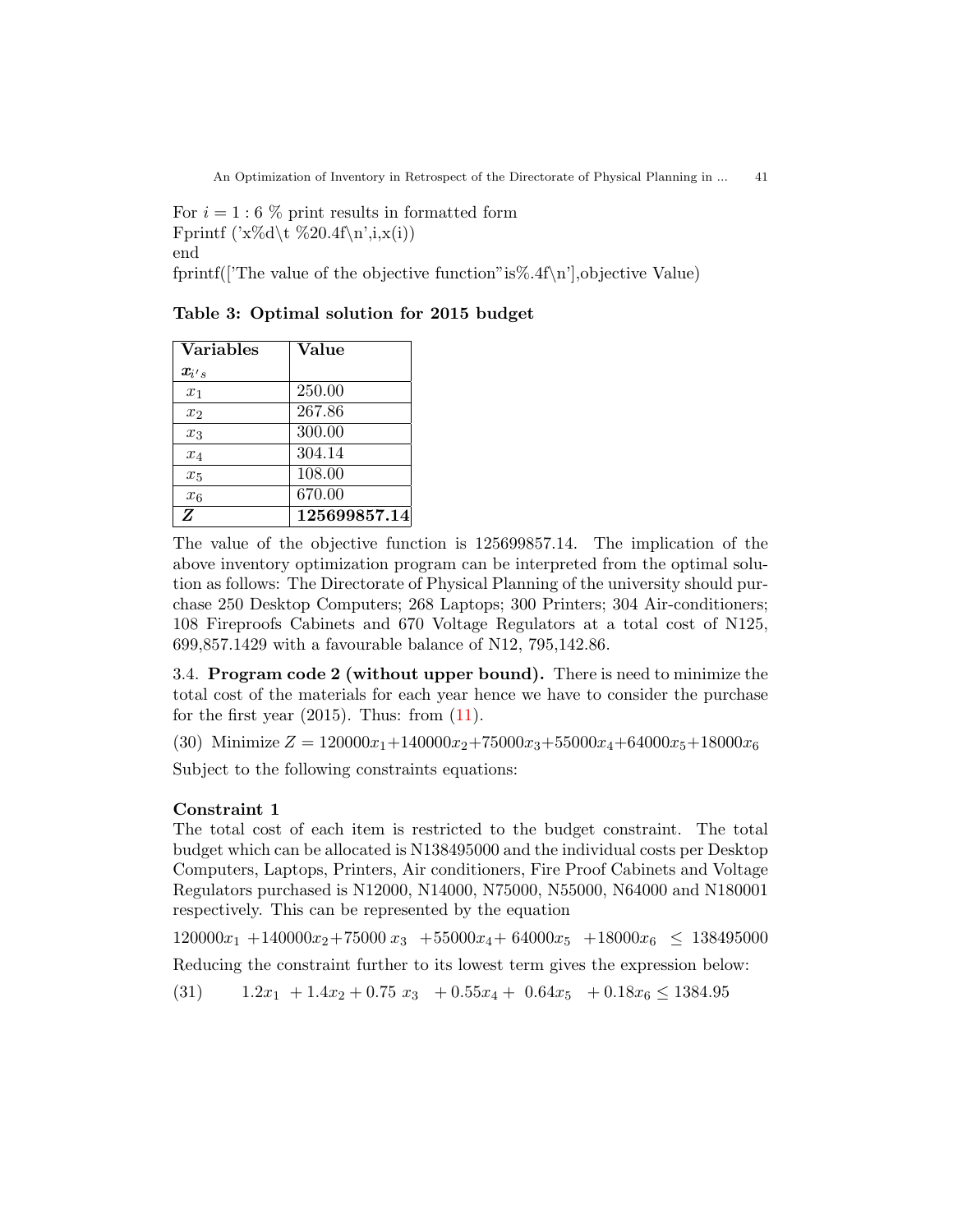For $i = 1:6$ % print results in formatted form
Fprintf ('x%d\t %20.4f\n',i,x(i))
end
fprintf(['The value of the objective function"is%.4f\n'],objective Value)

**Table 3: Optimal solution for 2015 budget**

| **Variables** $x_{i's}$ | **Value** |
|---|---|
| $x_1$ | 250.00 |
| $x_2$ | 267.86 |
| $x_3$ | 300.00 |
| $x_4$ | 304.14 |
| $x_5$ | 108.00 |
| $x_6$ | 670.00 |
| ***Z*** | **125699857.14** |

The value of the objective function is 125699857.14. The implication of the above inventory optimization program can be interpreted from the optimal solution as follows: The Directorate of Physical Planning of the university should purchase 250 Desktop Computers; 268 Laptops; 300 Printers; 304 Air-conditioners; 108 Fireproofs Cabinets and 670 Voltage Regulators at a total cost of N125, 699,857.1429 with a favourable balance of N12, 795,142.86.

3.4. **Program code 2 (without upper bound).** There is need to minimize the total cost of the materials for each year hence we have to consider the purchase for the first year (2015). Thus: from (11).

(30) Minimize $Z = 120000x_1 + 140000x_2 + 75000x_3 + 55000x_4 + 64000x_5 + 18000x_6$

Subject to the following constraints equations:

**Constraint 1**
The total cost of each item is restricted to the budget constraint. The total budget which can be allocated is N138495000 and the individual costs per Desktop Computers, Laptops, Printers, Air conditioners, Fire Proof Cabinets and Voltage Regulators purchased is N12000, N14000, N75000, N55000, N64000 and N180001 respectively. This can be represented by the equation

$$120000x_1 + 140000x_2 + 75000x_3 + 55000x_4 + 64000x_5 + 18000x_6 \leq 138495000$$

Reducing the constraint further to its lowest term gives the expression below:

$$1.2x_1 + 1.4x_2 + 0.75x_3 + 0.55x_4 + 0.64x_5 + 0.18x_6 \leq 1384.95 \quad (31)$$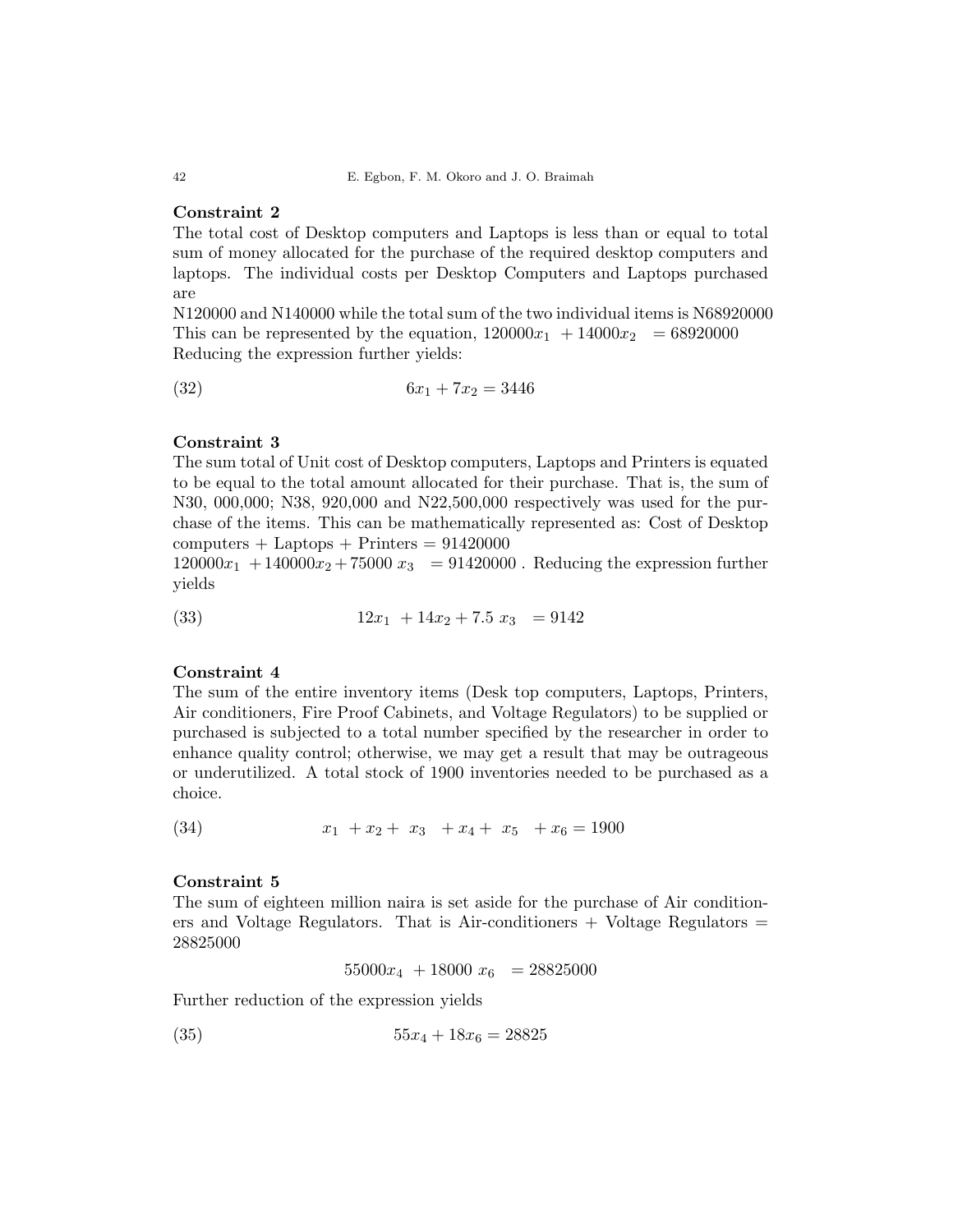**Constraint 2**

The total cost of Desktop computers and Laptops is less than or equal to total sum of money allocated for the purchase of the required desktop computers and laptops. The individual costs per Desktop Computers and Laptops purchased are

N120000 and N140000 while the total sum of the two individual items is N68920000

This can be represented by the equation, $120000x_1 + 14000x_2 = 68920000$

Reducing the expression further yields:

$$6x_1 + 7x_2 = 3446 \tag{32}$$

**Constraint 3**

The sum total of Unit cost of Desktop computers, Laptops and Printers is equated to be equal to the total amount allocated for their purchase. That is, the sum of N30, 000,000; N38, 920,000 and N22,500,000 respectively was used for the purchase of the items. This can be mathematically represented as: Cost of Desktop computers + Laptops + Printers = 91420000

$120000x_1 + 140000x_2 + 75000\ x_3 = 91420000$ . Reducing the expression further yields

$$12x_1 + 14x_2 + 7.5\ x_3 = 9142 \tag{33}$$

**Constraint 4**

The sum of the entire inventory items (Desk top computers, Laptops, Printers, Air conditioners, Fire Proof Cabinets, and Voltage Regulators) to be supplied or purchased is subjected to a total number specified by the researcher in order to enhance quality control; otherwise, we may get a result that may be outrageous or underutilized. A total stock of 1900 inventories needed to be purchased as a choice.

$$x_1 + x_2 + x_3 + x_4 + x_5 + x_6 = 1900 \tag{34}$$

**Constraint 5**

The sum of eighteen million naira is set aside for the purchase of Air conditioners and Voltage Regulators. That is Air-conditioners + Voltage Regulators = 28825000

$$55000x_4 + 18000\ x_6 = 28825000$$

Further reduction of the expression yields

$$55x_4 + 18x_6 = 28825 \tag{35}$$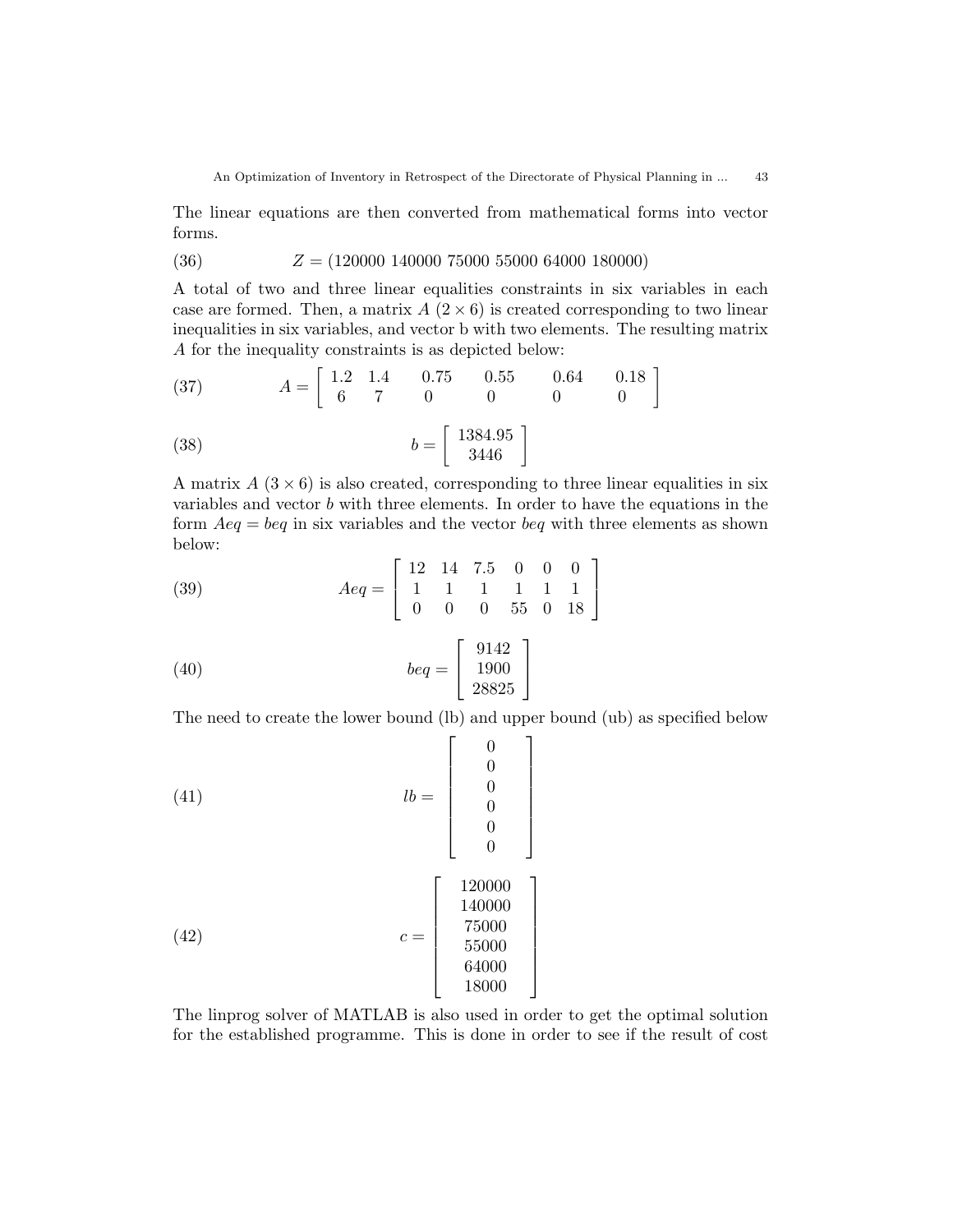The linear equations are then converted from mathematical forms into vector forms.

$$Z = (120000\ 140000\ 75000\ 55000\ 64000\ 180000) \tag{36}$$

A total of two and three linear equalities constraints in six variables in each case are formed. Then, a matrix $A$ $(2 \times 6)$ is created corresponding to two linear inequalities in six variables, and vector b with two elements. The resulting matrix $A$ for the inequality constraints is as depicted below:

$$A = \begin{bmatrix} 1.2 & 1.4 & 0.75 & 0.55 & 0.64 & 0.18 \\ 6 & 7 & 0 & 0 & 0 & 0 \end{bmatrix} \tag{37}$$

$$b = \begin{bmatrix} 1384.95 \\ 3446 \end{bmatrix} \tag{38}$$

A matrix $A$ $(3 \times 6)$ is also created, corresponding to three linear equalities in six variables and vector $b$ with three elements. In order to have the equations in the form $Aeq = beq$ in six variables and the vector $beq$ with three elements as shown below:

$$Aeq = \begin{bmatrix} 12 & 14 & 7.5 & 0 & 0 & 0 \\ 1 & 1 & 1 & 1 & 1 & 1 \\ 0 & 0 & 0 & 55 & 0 & 18 \end{bmatrix} \tag{39}$$

$$beq = \begin{bmatrix} 9142 \\ 1900 \\ 28825 \end{bmatrix} \tag{40}$$

The need to create the lower bound (lb) and upper bound (ub) as specified below

$$lb = \begin{bmatrix} 0 \\ 0 \\ 0 \\ 0 \\ 0 \\ 0 \end{bmatrix} \tag{41}$$

$$c = \begin{bmatrix} 120000 \\ 140000 \\ 75000 \\ 55000 \\ 64000 \\ 18000 \end{bmatrix} \tag{42}$$

The linprog solver of MATLAB is also used in order to get the optimal solution for the established programme. This is done in order to see if the result of cost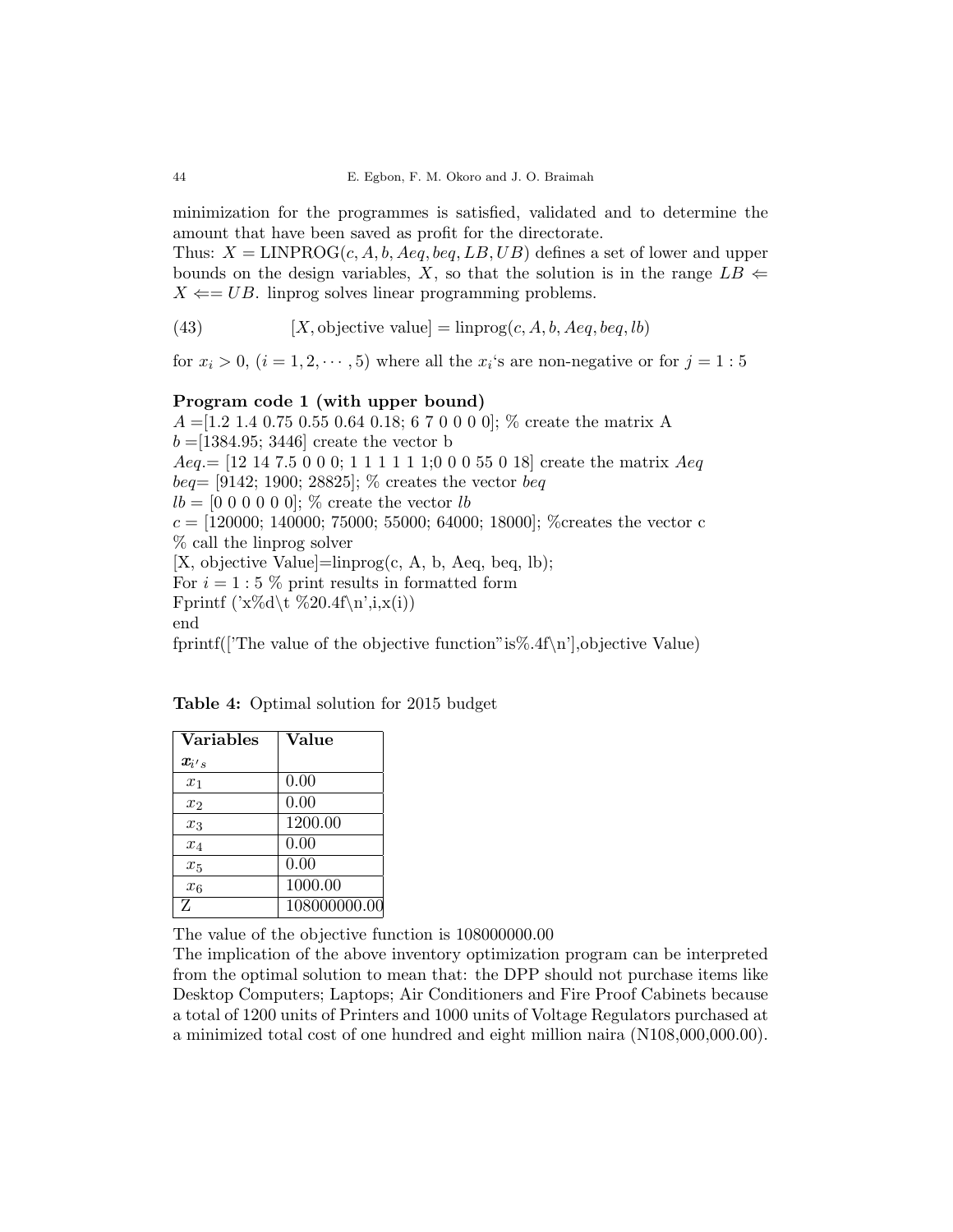minimization for the programmes is satisfied, validated and to determine the amount that have been saved as profit for the directorate.

Thus: $X = \text{LINPROG}(c, A, b, Aeq, beq, LB, UB)$ defines a set of lower and upper bounds on the design variables, $X$, so that the solution is in the range $LB \Leftarrow X \Leftarrow= UB$. linprog solves linear programming problems.

$$[X, \text{objective value}] = \text{linprog}(c, A, b, Aeq, beq, lb) \tag{43}$$

for $x_i > 0$, $(i = 1, 2, \cdots, 5)$ where all the $x_i$'s are non-negative or for $j = 1 : 5$

**Program code 1 (with upper bound)**

```
A =[1.2 1.4 0.75 0.55 0.64 0.18; 6 7 0 0 0 0]; % create the matrix A
b =[1384.95; 3446] create the vector b
Aeq.= [12 14 7.5 0 0 0; 1 1 1 1 1 1;0 0 0 55 0 18] create the matrix Aeq
beq= [9142; 1900; 28825]; % creates the vector beq
lb = [0 0 0 0 0 0]; % create the vector lb
c = [120000; 140000; 75000; 55000; 64000; 18000]; %creates the vector c
% call the linprog solver
[X, objective Value]=linprog(c, A, b, Aeq, beq, lb);
For i = 1 : 5 % print results in formatted form
Fprintf ('x%d\t %20.4f\n',i,x(i))
end
fprintf(['The value of the objective function"is%.4f\n'],objective Value)
```

**Table 4:** Optimal solution for 2015 budget

| **Variables** $x_{i's}$ | **Value** |
|---|---|
| $x_1$ | 0.00 |
| $x_2$ | 0.00 |
| $x_3$ | 1200.00 |
| $x_4$ | 0.00 |
| $x_5$ | 0.00 |
| $x_6$ | 1000.00 |
| Z | 108000000.00 |

The value of the objective function is 108000000.00

The implication of the above inventory optimization program can be interpreted from the optimal solution to mean that: the DPP should not purchase items like Desktop Computers; Laptops; Air Conditioners and Fire Proof Cabinets because a total of 1200 units of Printers and 1000 units of Voltage Regulators purchased at a minimized total cost of one hundred and eight million naira (N108,000,000.00).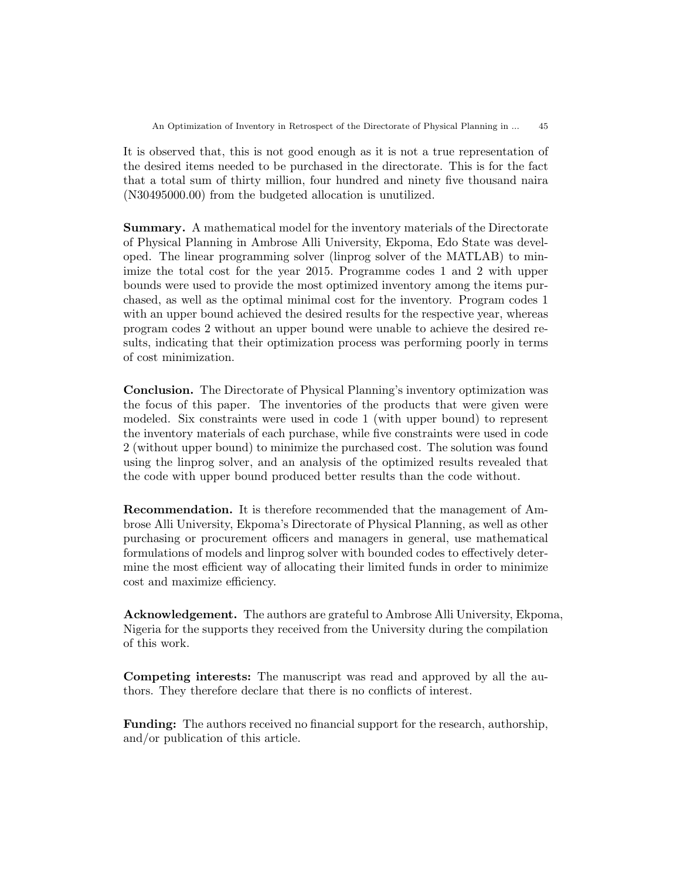It is observed that, this is not good enough as it is not a true representation of the desired items needed to be purchased in the directorate. This is for the fact that a total sum of thirty million, four hundred and ninety five thousand naira (N30495000.00) from the budgeted allocation is unutilized.

**Summary.** A mathematical model for the inventory materials of the Directorate of Physical Planning in Ambrose Alli University, Ekpoma, Edo State was developed. The linear programming solver (linprog solver of the MATLAB) to minimize the total cost for the year 2015. Programme codes 1 and 2 with upper bounds were used to provide the most optimized inventory among the items purchased, as well as the optimal minimal cost for the inventory. Program codes 1 with an upper bound achieved the desired results for the respective year, whereas program codes 2 without an upper bound were unable to achieve the desired results, indicating that their optimization process was performing poorly in terms of cost minimization.

**Conclusion.** The Directorate of Physical Planning's inventory optimization was the focus of this paper. The inventories of the products that were given were modeled. Six constraints were used in code 1 (with upper bound) to represent the inventory materials of each purchase, while five constraints were used in code 2 (without upper bound) to minimize the purchased cost. The solution was found using the linprog solver, and an analysis of the optimized results revealed that the code with upper bound produced better results than the code without.

**Recommendation.** It is therefore recommended that the management of Ambrose Alli University, Ekpoma's Directorate of Physical Planning, as well as other purchasing or procurement officers and managers in general, use mathematical formulations of models and linprog solver with bounded codes to effectively determine the most efficient way of allocating their limited funds in order to minimize cost and maximize efficiency.

**Acknowledgement.** The authors are grateful to Ambrose Alli University, Ekpoma, Nigeria for the supports they received from the University during the compilation of this work.

**Competing interests:** The manuscript was read and approved by all the authors. They therefore declare that there is no conflicts of interest.

**Funding:** The authors received no financial support for the research, authorship, and/or publication of this article.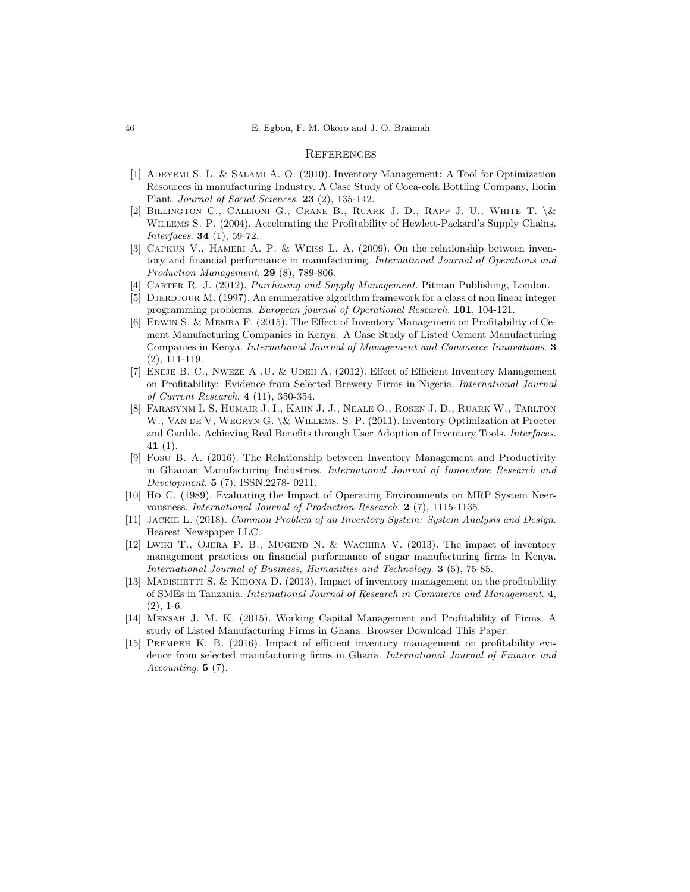## References

[1] Adeyemi S. L. & Salami A. O. (2010). Inventory Management: A Tool for Optimization Resources in manufacturing Industry. A Case Study of Coca-cola Bottling Company, Ilorin Plant. *Journal of Social Sciences*. **23** (2), 135-142.

[2] Billington C., Callioni G., Crane B., Ruark J. D., Rapp J. U., White T. \& Willems S. P. (2004). Accelerating the Profitability of Hewlett-Packard's Supply Chains. *Interfaces*. **34** (1), 59-72.

[3] Capkun V., Hameri A. P. & Weiss L. A. (2009). On the relationship between inventory and financial performance in manufacturing. *International Journal of Operations and Production Management*. **29** (8), 789-806.

[4] Carter R. J. (2012). *Purchasing and Supply Management*. Pitman Publishing, London.

[5] Djerdjour M. (1997). An enumerative algorithm framework for a class of non linear integer programming problems. *European journal of Operational Research*. **101**, 104-121.

[6] Edwin S. & Memba F. (2015). The Effect of Inventory Management on Profitability of Cement Manufacturing Companies in Kenya: A Case Study of Listed Cement Manufacturing Companies in Kenya. *International Journal of Management and Commerce Innovations*. **3** (2), 111-119.

[7] Eneje B. C., Nweze A .U. & Udeh A. (2012). Effect of Efficient Inventory Management on Profitability: Evidence from Selected Brewery Firms in Nigeria. *International Journal of Current Research*. **4** (11), 350-354.

[8] Farasynm I. S, Humair J. I., Kahn J. J., Neale O., Rosen J. D., Ruark W., Tarlton W., Van de V, Wegryn G. \& Willems. S. P. (2011). Inventory Optimization at Procter and Ganble. Achieving Real Benefits through User Adoption of Inventory Tools. *Interfaces.* **41** (1).

[9] Fosu B. A. (2016). The Relationship between Inventory Management and Productivity in Ghanian Manufacturing Industries. *International Journal of Innovative Research and Development*. **5** (7). ISSN.2278- 0211.

[10] Ho C. (1989). Evaluating the Impact of Operating Environments on MRP System Neervousness. *International Journal of Production Research*. **2** (7), 1115-1135.

[11] Jackie L. (2018). *Common Problem of an Inventory System: System Analysis and Design*. Hearest Newspaper LLC.

[12] Lwiki T., Ojera P. B., Mugend N. & Wachira V. (2013). The impact of inventory management practices on financial performance of sugar manufacturing firms in Kenya. *International Journal of Business, Humanities and Technology*. **3** (5), 75-85.

[13] Madishetti S. & Kibona D. (2013). Impact of inventory management on the profitability of SMEs in Tanzania. *International Journal of Research in Commerce and Management*. **4**, (2), 1-6.

[14] Mensah J. M. K. (2015). Working Capital Management and Profitability of Firms. A study of Listed Manufacturing Firms in Ghana. Browser Download This Paper.

[15] Prempeh K. B. (2016). Impact of efficient inventory management on profitability evidence from selected manufacturing firms in Ghana. *International Journal of Finance and Accounting*. **5** (7).